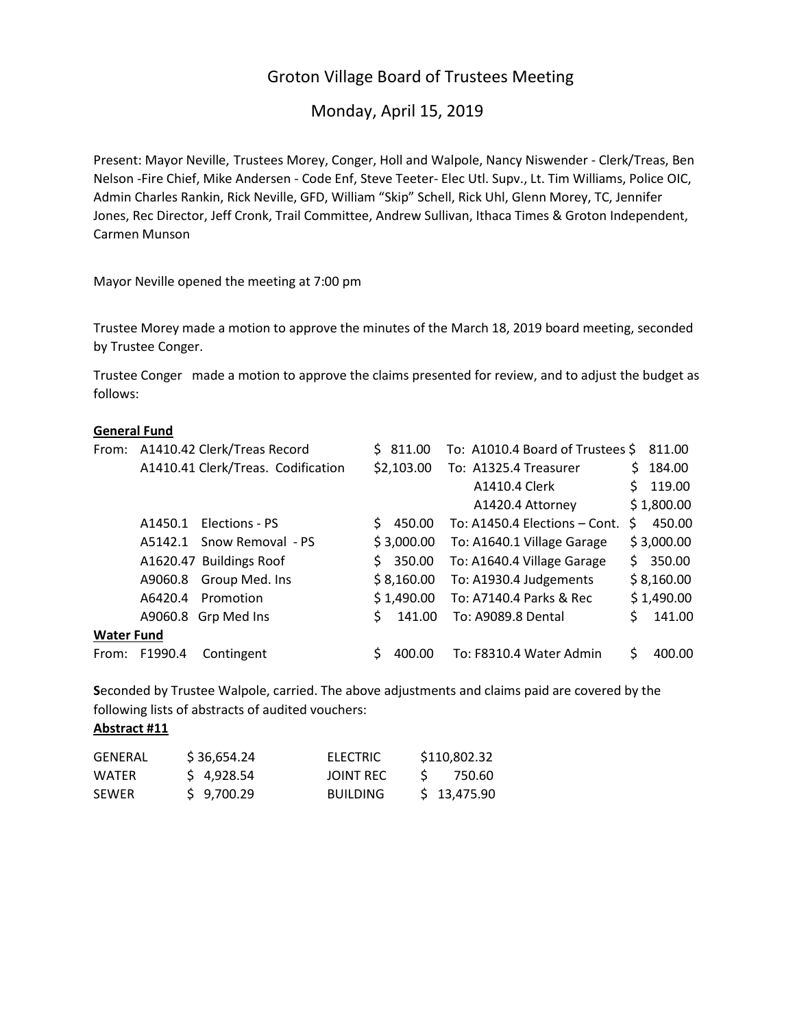# Groton Village Board of Trustees Meeting

## Monday, April 15, 2019

Present: Mayor Neville, Trustees Morey, Conger, Holl and Walpole, Nancy Niswender - Clerk/Treas, Ben Nelson -Fire Chief, Mike Andersen - Code Enf, Steve Teeter- Elec Utl. Supv., Lt. Tim Williams, Police OIC, Admin Charles Rankin, Rick Neville, GFD, William "Skip" Schell, Rick Uhl, Glenn Morey, TC, Jennifer Jones, Rec Director, Jeff Cronk, Trail Committee, Andrew Sullivan, Ithaca Times & Groton Independent, Carmen Munson

Mayor Neville opened the meeting at 7:00 pm

Trustee Morey made a motion to approve the minutes of the March 18, 2019 board meeting, seconded by Trustee Conger.

Trustee Conger made a motion to approve the claims presented for review, and to adjust the budget as follows:

**General Fund**

| | From | Amount | To | Amount |
|---|---|---|---|---|
| From: | A1410.42 Clerk/Treas Record | $ 811.00 | To: A1010.4 Board of Trustees | $ 811.00 |
| | A1410.41 Clerk/Treas. Codification | $2,103.00 | To: A1325.4 Treasurer | $ 184.00 |
| | | | A1410.4 Clerk | $ 119.00 |
| | | | A1420.4 Attorney | $ 1,800.00 |
| | A1450.1 Elections - PS | $ 450.00 | To: A1450.4 Elections – Cont. | $ 450.00 |
| | A5142.1 Snow Removal - PS | $ 3,000.00 | To: A1640.1 Village Garage | $ 3,000.00 |
| | A1620.47 Buildings Roof | $ 350.00 | To: A1640.4 Village Garage | $ 350.00 |
| | A9060.8 Group Med. Ins | $ 8,160.00 | To: A1930.4 Judgements | $ 8,160.00 |
| | A6420.4 Promotion | $ 1,490.00 | To: A7140.4 Parks & Rec | $ 1,490.00 |
| | A9060.8 Grp Med Ins | $ 141.00 | To: A9089.8 Dental | $ 141.00 |

**Water Fund**

| | From | Amount | To | Amount |
|---|---|---|---|---|
| From: | F1990.4 Contingent | $ 400.00 | To: F8310.4 Water Admin | $ 400.00 |

**S**econded by Trustee Walpole, carried. The above adjustments and claims paid are covered by the following lists of abstracts of audited vouchers:

**Abstract #11**

| | | | |
|---|---|---|---|
| GENERAL | $ 36,654.24 | ELECTRIC | $110,802.32 |
| WATER | $ 4,928.54 | JOINT REC | $ 750.60 |
| SEWER | $ 9,700.29 | BUILDING | $ 13,475.90 |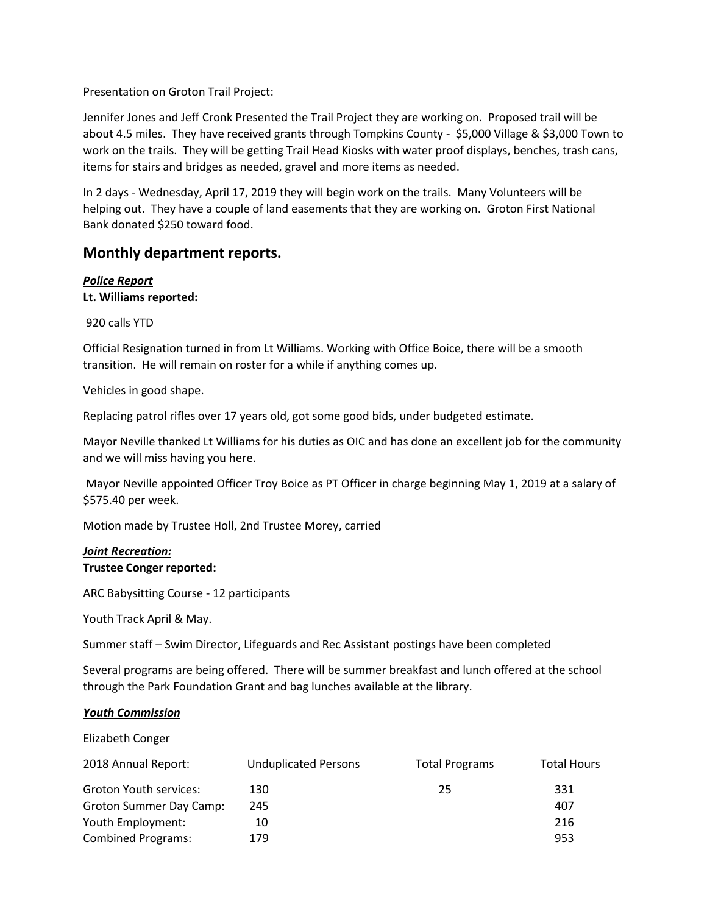Presentation on Groton Trail Project:

Jennifer Jones and Jeff Cronk Presented the Trail Project they are working on. Proposed trail will be about 4.5 miles. They have received grants through Tompkins County - $5,000 Village & $3,000 Town to work on the trails. They will be getting Trail Head Kiosks with water proof displays, benches, trash cans, items for stairs and bridges as needed, gravel and more items as needed.

In 2 days - Wednesday, April 17, 2019 they will begin work on the trails. Many Volunteers will be helping out. They have a couple of land easements that they are working on. Groton First National Bank donated $250 toward food.

## Monthly department reports.

***Police Report***

**Lt. Williams reported:**

920 calls YTD

Official Resignation turned in from Lt Williams. Working with Office Boice, there will be a smooth transition. He will remain on roster for a while if anything comes up.

Vehicles in good shape.

Replacing patrol rifles over 17 years old, got some good bids, under budgeted estimate.

Mayor Neville thanked Lt Williams for his duties as OIC and has done an excellent job for the community and we will miss having you here.

Mayor Neville appointed Officer Troy Boice as PT Officer in charge beginning May 1, 2019 at a salary of $575.40 per week.

Motion made by Trustee Holl, 2nd Trustee Morey, carried

***Joint Recreation:***

**Trustee Conger reported:**

ARC Babysitting Course - 12 participants

Youth Track April & May.

Summer staff – Swim Director, Lifeguards and Rec Assistant postings have been completed

Several programs are being offered. There will be summer breakfast and lunch offered at the school through the Park Foundation Grant and bag lunches available at the library.

***Youth Commission***

Elizabeth Conger

| 2018 Annual Report: | Unduplicated Persons | Total Programs | Total Hours |
|---|---|---|---|
| Groton Youth services: | 130 | 25 | 331 |
| Groton Summer Day Camp: | 245 | | 407 |
| Youth Employment: | 10 | | 216 |
| Combined Programs: | 179 | | 953 |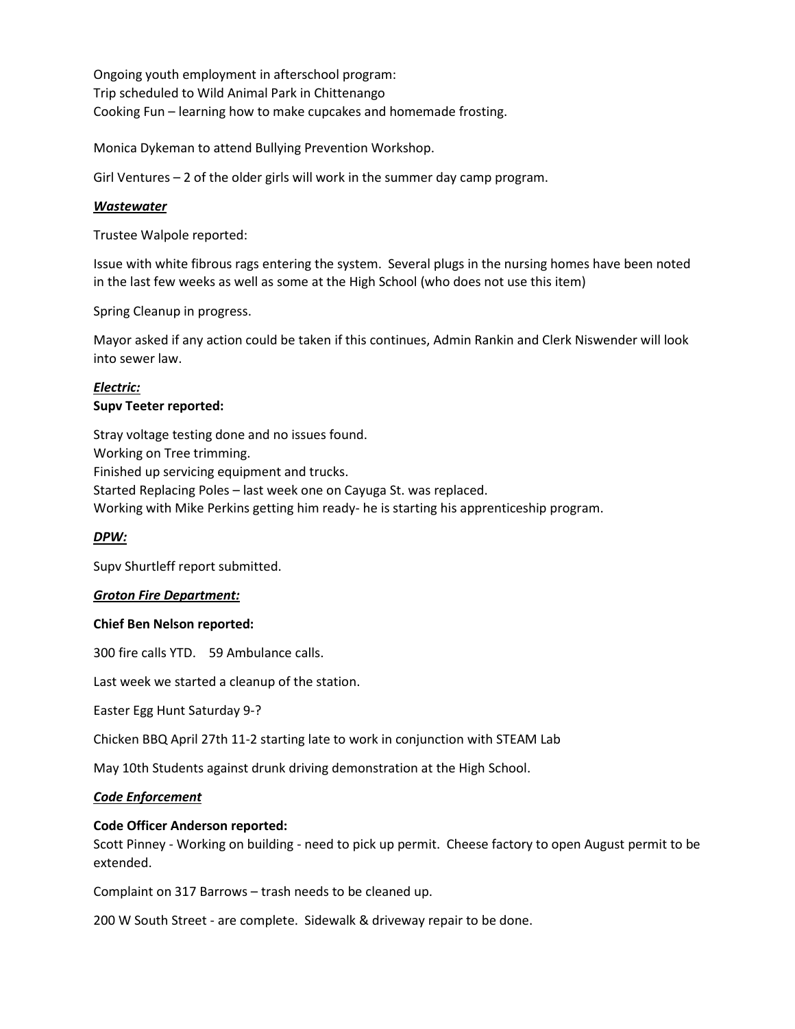Ongoing youth employment in afterschool program:
Trip scheduled to Wild Animal Park in Chittenango
Cooking Fun – learning how to make cupcakes and homemade frosting.

Monica Dykeman to attend Bullying Prevention Workshop.

Girl Ventures – 2 of the older girls will work in the summer day camp program.

***<u>Wastewater</u>***

Trustee Walpole reported:

Issue with white fibrous rags entering the system. Several plugs in the nursing homes have been noted in the last few weeks as well as some at the High School (who does not use this item)

Spring Cleanup in progress.

Mayor asked if any action could be taken if this continues, Admin Rankin and Clerk Niswender will look into sewer law.

***<u>Electric:</u>***

**Supv Teeter reported:**

Stray voltage testing done and no issues found.
Working on Tree trimming.
Finished up servicing equipment and trucks.
Started Replacing Poles – last week one on Cayuga St. was replaced.
Working with Mike Perkins getting him ready- he is starting his apprenticeship program.

***<u>DPW:</u>***

Supv Shurtleff report submitted.

***<u>Groton Fire Department:</u>***

**Chief Ben Nelson reported:**

300 fire calls YTD. 59 Ambulance calls.

Last week we started a cleanup of the station.

Easter Egg Hunt Saturday 9-?

Chicken BBQ April 27th 11-2 starting late to work in conjunction with STEAM Lab

May 10th Students against drunk driving demonstration at the High School.

***<u>Code Enforcement</u>***

**Code Officer Anderson reported:**

Scott Pinney - Working on building - need to pick up permit. Cheese factory to open August permit to be extended.

Complaint on 317 Barrows – trash needs to be cleaned up.

200 W South Street - are complete. Sidewalk & driveway repair to be done.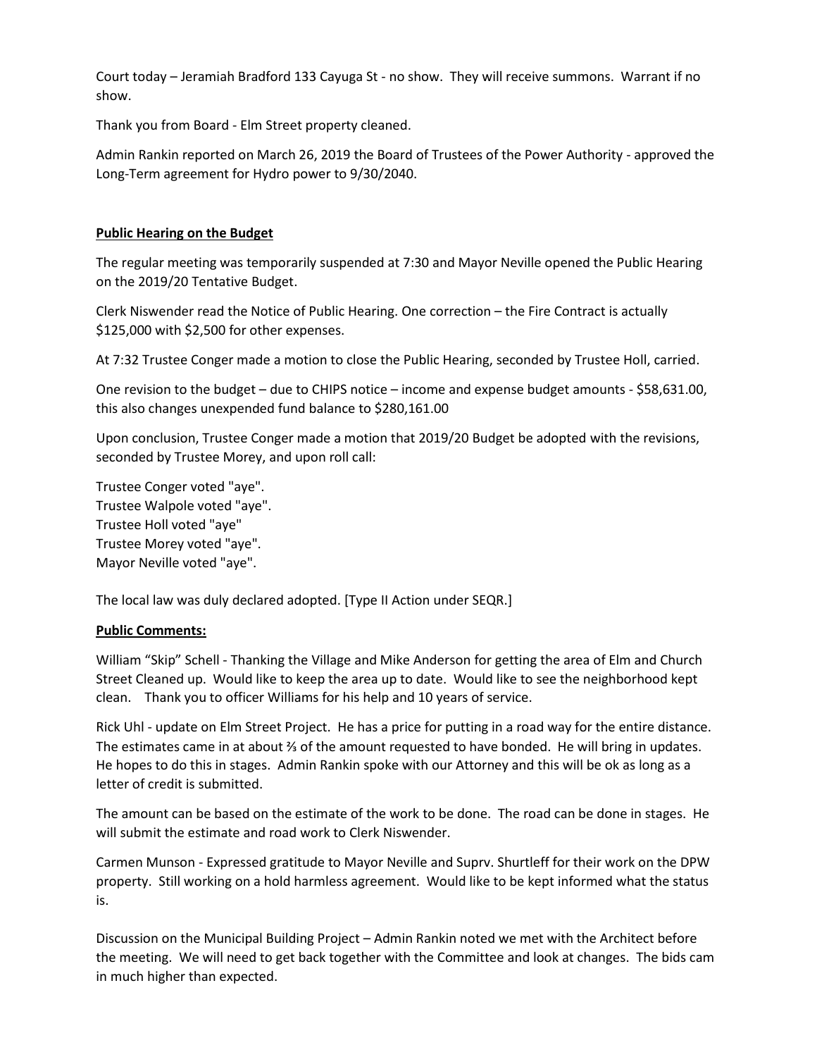Court today – Jeramiah Bradford 133 Cayuga St - no show. They will receive summons. Warrant if no show.

Thank you from Board - Elm Street property cleaned.

Admin Rankin reported on March 26, 2019 the Board of Trustees of the Power Authority - approved the Long-Term agreement for Hydro power to 9/30/2040.

**Public Hearing on the Budget**

The regular meeting was temporarily suspended at 7:30 and Mayor Neville opened the Public Hearing on the 2019/20 Tentative Budget.

Clerk Niswender read the Notice of Public Hearing. One correction – the Fire Contract is actually $125,000 with $2,500 for other expenses.

At 7:32 Trustee Conger made a motion to close the Public Hearing, seconded by Trustee Holl, carried.

One revision to the budget – due to CHIPS notice – income and expense budget amounts - $58,631.00, this also changes unexpended fund balance to $280,161.00

Upon conclusion, Trustee Conger made a motion that 2019/20 Budget be adopted with the revisions, seconded by Trustee Morey, and upon roll call:

Trustee Conger voted "aye".
Trustee Walpole voted "aye".
Trustee Holl voted "aye"
Trustee Morey voted "aye".
Mayor Neville voted "aye".

The local law was duly declared adopted. [Type II Action under SEQR.]

**Public Comments:**

William "Skip" Schell - Thanking the Village and Mike Anderson for getting the area of Elm and Church Street Cleaned up. Would like to keep the area up to date. Would like to see the neighborhood kept clean. Thank you to officer Williams for his help and 10 years of service.

Rick Uhl - update on Elm Street Project. He has a price for putting in a road way for the entire distance. The estimates came in at about ⅔ of the amount requested to have bonded. He will bring in updates. He hopes to do this in stages. Admin Rankin spoke with our Attorney and this will be ok as long as a letter of credit is submitted.

The amount can be based on the estimate of the work to be done. The road can be done in stages. He will submit the estimate and road work to Clerk Niswender.

Carmen Munson - Expressed gratitude to Mayor Neville and Suprv. Shurtleff for their work on the DPW property. Still working on a hold harmless agreement. Would like to be kept informed what the status is.

Discussion on the Municipal Building Project – Admin Rankin noted we met with the Architect before the meeting. We will need to get back together with the Committee and look at changes. The bids cam in much higher than expected.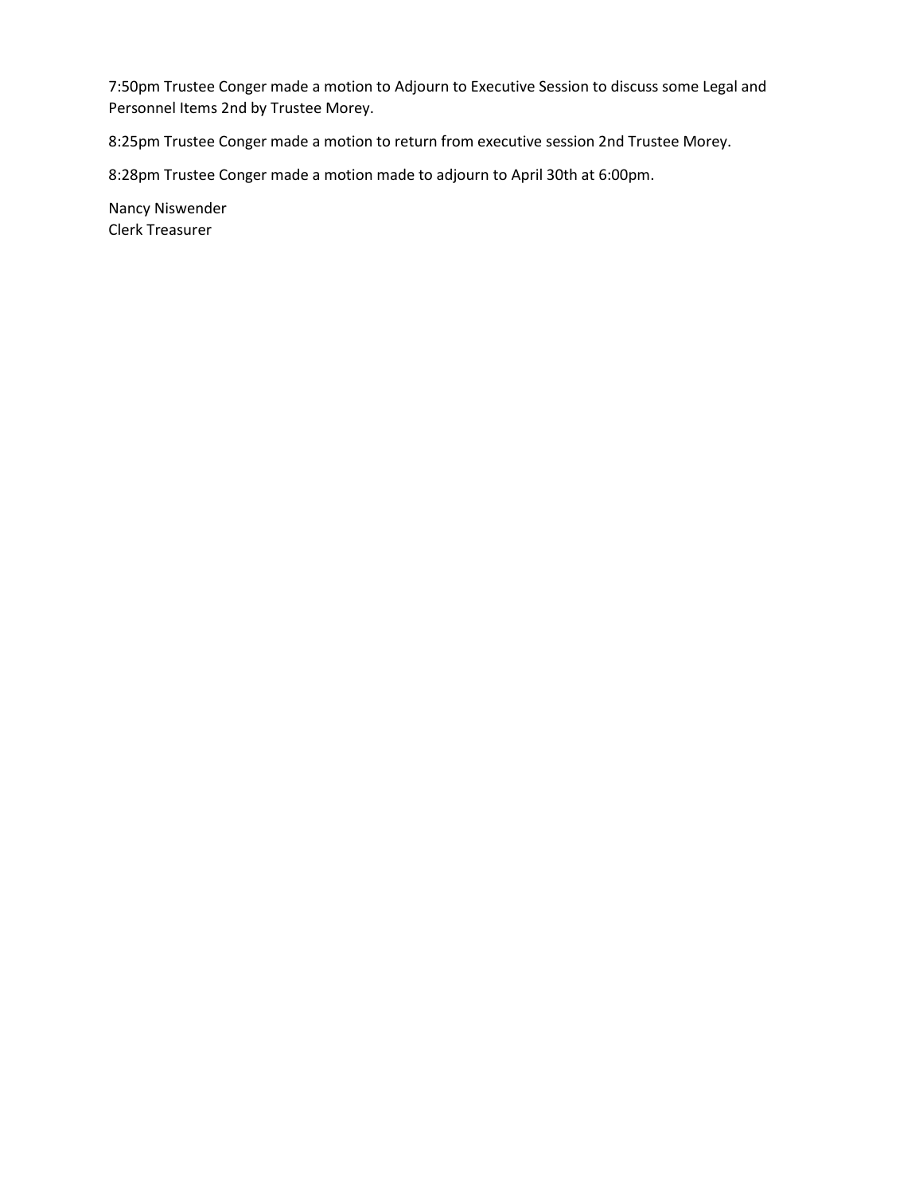7:50pm Trustee Conger made a motion to Adjourn to Executive Session to discuss some Legal and Personnel Items 2nd by Trustee Morey.

8:25pm Trustee Conger made a motion to return from executive session 2nd Trustee Morey.

8:28pm Trustee Conger made a motion made to adjourn to April 30th at 6:00pm.

Nancy Niswender  
Clerk Treasurer